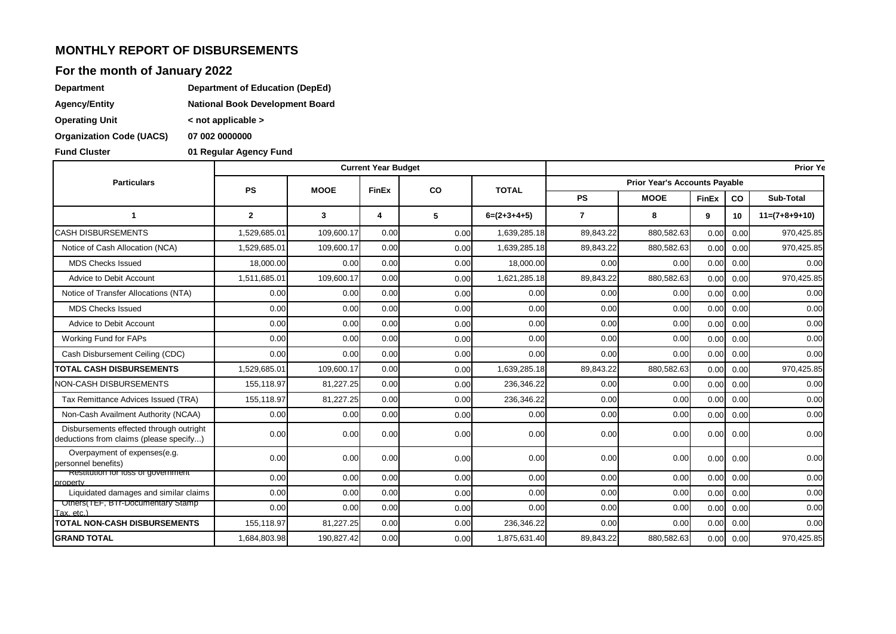## MONTHLY REPORT OF DISBURSEMENTS

## For the month of January 2022

**Department** **Department of Education (DepEd)**

**Agency/Entity** **National Book Development Board**

**Operating Unit** **< not applicable >**

**Organization Code (UACS)** **07 002 0000000**

**Fund Cluster** **01 Regular Agency Fund**

| Particulars | Current Year Budget | | | | | Prior Ye | | | | |
|---|---|---|---|---|---|---|---|---|---|---|
| | | | | | | Prior Year's Accounts Payable | | | | |
| | PS | MOOE | FinEx | CO | TOTAL | PS | MOOE | FinEx | CO | Sub-Total |
| 1 | 2 | 3 | 4 | 5 | 6=(2+3+4+5) | 7 | 8 | 9 | 10 | 11=(7+8+9+10) |
| CASH DISBURSEMENTS | 1,529,685.01 | 109,600.17 | 0.00 | 0.00 | 1,639,285.18 | 89,843.22 | 880,582.63 | 0.00 | 0.00 | 970,425.85 |
| Notice of Cash Allocation (NCA) | 1,529,685.01 | 109,600.17 | 0.00 | 0.00 | 1,639,285.18 | 89,843.22 | 880,582.63 | 0.00 | 0.00 | 970,425.85 |
| MDS Checks Issued | 18,000.00 | 0.00 | 0.00 | 0.00 | 18,000.00 | 0.00 | 0.00 | 0.00 | 0.00 | 0.00 |
| Advice to Debit Account | 1,511,685.01 | 109,600.17 | 0.00 | 0.00 | 1,621,285.18 | 89,843.22 | 880,582.63 | 0.00 | 0.00 | 970,425.85 |
| Notice of Transfer Allocations (NTA) | 0.00 | 0.00 | 0.00 | 0.00 | 0.00 | 0.00 | 0.00 | 0.00 | 0.00 | 0.00 |
| MDS Checks Issued | 0.00 | 0.00 | 0.00 | 0.00 | 0.00 | 0.00 | 0.00 | 0.00 | 0.00 | 0.00 |
| Advice to Debit Account | 0.00 | 0.00 | 0.00 | 0.00 | 0.00 | 0.00 | 0.00 | 0.00 | 0.00 | 0.00 |
| Working Fund for FAPs | 0.00 | 0.00 | 0.00 | 0.00 | 0.00 | 0.00 | 0.00 | 0.00 | 0.00 | 0.00 |
| Cash Disbursement Ceiling (CDC) | 0.00 | 0.00 | 0.00 | 0.00 | 0.00 | 0.00 | 0.00 | 0.00 | 0.00 | 0.00 |
| **TOTAL CASH DISBURSEMENTS** | 1,529,685.01 | 109,600.17 | 0.00 | 0.00 | 1,639,285.18 | 89,843.22 | 880,582.63 | 0.00 | 0.00 | 970,425.85 |
| NON-CASH DISBURSEMENTS | 155,118.97 | 81,227.25 | 0.00 | 0.00 | 236,346.22 | 0.00 | 0.00 | 0.00 | 0.00 | 0.00 |
| Tax Remittance Advices Issued (TRA) | 155,118.97 | 81,227.25 | 0.00 | 0.00 | 236,346.22 | 0.00 | 0.00 | 0.00 | 0.00 | 0.00 |
| Non-Cash Availment Authority (NCAA) | 0.00 | 0.00 | 0.00 | 0.00 | 0.00 | 0.00 | 0.00 | 0.00 | 0.00 | 0.00 |
| Disbursements effected through outright deductions from claims (please specify...) | 0.00 | 0.00 | 0.00 | 0.00 | 0.00 | 0.00 | 0.00 | 0.00 | 0.00 | 0.00 |
| Overpayment of expenses(e.g. personnel benefits) | 0.00 | 0.00 | 0.00 | 0.00 | 0.00 | 0.00 | 0.00 | 0.00 | 0.00 | 0.00 |
| Restitution for loss of government property | 0.00 | 0.00 | 0.00 | 0.00 | 0.00 | 0.00 | 0.00 | 0.00 | 0.00 | 0.00 |
| Liquidated damages and similar claims | 0.00 | 0.00 | 0.00 | 0.00 | 0.00 | 0.00 | 0.00 | 0.00 | 0.00 | 0.00 |
| Others(TEF, BTr-Documentary Stamp Tax, etc.) | 0.00 | 0.00 | 0.00 | 0.00 | 0.00 | 0.00 | 0.00 | 0.00 | 0.00 | 0.00 |
| **TOTAL NON-CASH DISBURSEMENTS** | 155,118.97 | 81,227.25 | 0.00 | 0.00 | 236,346.22 | 0.00 | 0.00 | 0.00 | 0.00 | 0.00 |
| **GRAND TOTAL** | 1,684,803.98 | 190,827.42 | 0.00 | 0.00 | 1,875,631.40 | 89,843.22 | 880,582.63 | 0.00 | 0.00 | 970,425.85 |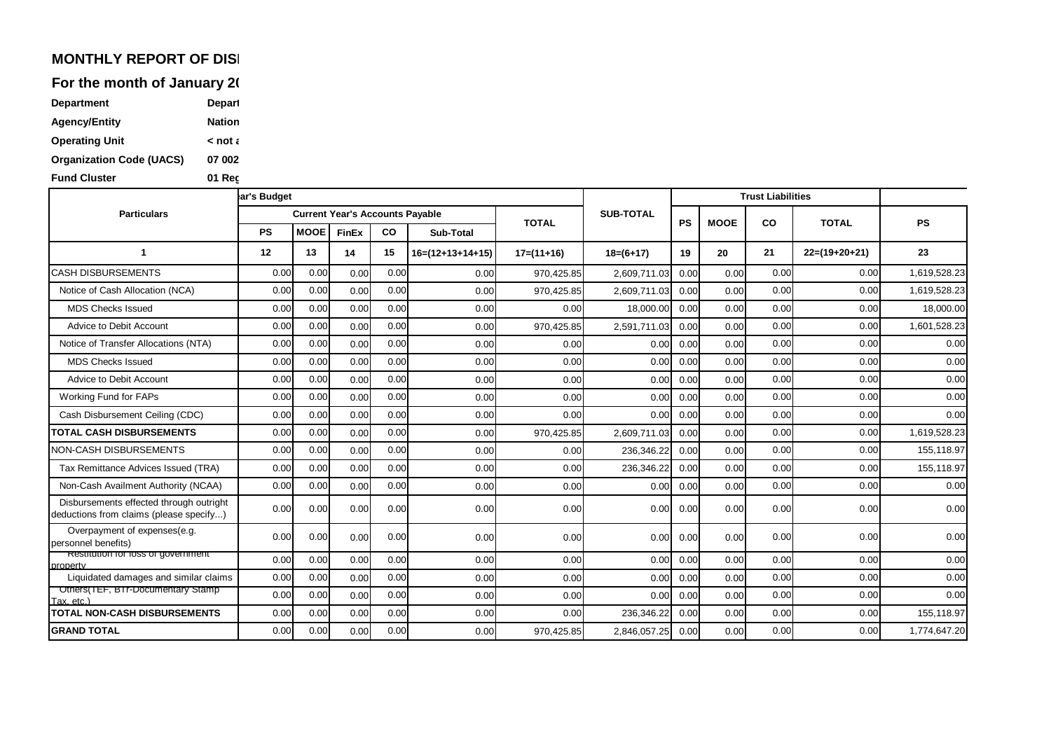## MONTHLY REPORT OF DISI

## For the month of January 2(

**Department** Depar

**Agency/Entity** Nation

**Operating Unit** < not a

**Organization Code (UACS)** 07 002

**Fund Cluster** 01 Reg

| Particulars | ar's Budget | | | | | | | Trust Liabilities | | | | |
|---|---|---|---|---|---|---|---|---|---|---|---|---|
| | Current Year's Accounts Payable | | | | | TOTAL | SUB-TOTAL | PS | MOOE | CO | TOTAL | PS |
| | PS | MOOE | FinEx | CO | Sub-Total | | | | | | | |
| 1 | 12 | 13 | 14 | 15 | 16=(12+13+14+15) | 17=(11+16) | 18=(6+17) | 19 | 20 | 21 | 22=(19+20+21) | 23 |
| CASH DISBURSEMENTS | 0.00 | 0.00 | 0.00 | 0.00 | 0.00 | 970,425.85 | 2,609,711.03 | 0.00 | 0.00 | 0.00 | 0.00 | 1,619,528.23 |
| Notice of Cash Allocation (NCA) | 0.00 | 0.00 | 0.00 | 0.00 | 0.00 | 970,425.85 | 2,609,711.03 | 0.00 | 0.00 | 0.00 | 0.00 | 1,619,528.23 |
| MDS Checks Issued | 0.00 | 0.00 | 0.00 | 0.00 | 0.00 | 0.00 | 18,000.00 | 0.00 | 0.00 | 0.00 | 0.00 | 18,000.00 |
| Advice to Debit Account | 0.00 | 0.00 | 0.00 | 0.00 | 0.00 | 970,425.85 | 2,591,711.03 | 0.00 | 0.00 | 0.00 | 0.00 | 1,601,528.23 |
| Notice of Transfer Allocations (NTA) | 0.00 | 0.00 | 0.00 | 0.00 | 0.00 | 0.00 | 0.00 | 0.00 | 0.00 | 0.00 | 0.00 | 0.00 |
| MDS Checks Issued | 0.00 | 0.00 | 0.00 | 0.00 | 0.00 | 0.00 | 0.00 | 0.00 | 0.00 | 0.00 | 0.00 | 0.00 |
| Advice to Debit Account | 0.00 | 0.00 | 0.00 | 0.00 | 0.00 | 0.00 | 0.00 | 0.00 | 0.00 | 0.00 | 0.00 | 0.00 |
| Working Fund for FAPs | 0.00 | 0.00 | 0.00 | 0.00 | 0.00 | 0.00 | 0.00 | 0.00 | 0.00 | 0.00 | 0.00 | 0.00 |
| Cash Disbursement Ceiling (CDC) | 0.00 | 0.00 | 0.00 | 0.00 | 0.00 | 0.00 | 0.00 | 0.00 | 0.00 | 0.00 | 0.00 | 0.00 |
| **TOTAL CASH DISBURSEMENTS** | 0.00 | 0.00 | 0.00 | 0.00 | 0.00 | 970,425.85 | 2,609,711.03 | 0.00 | 0.00 | 0.00 | 0.00 | 1,619,528.23 |
| NON-CASH DISBURSEMENTS | 0.00 | 0.00 | 0.00 | 0.00 | 0.00 | 0.00 | 236,346.22 | 0.00 | 0.00 | 0.00 | 0.00 | 155,118.97 |
| Tax Remittance Advices Issued (TRA) | 0.00 | 0.00 | 0.00 | 0.00 | 0.00 | 0.00 | 236,346.22 | 0.00 | 0.00 | 0.00 | 0.00 | 155,118.97 |
| Non-Cash Availment Authority (NCAA) | 0.00 | 0.00 | 0.00 | 0.00 | 0.00 | 0.00 | 0.00 | 0.00 | 0.00 | 0.00 | 0.00 | 0.00 |
| Disbursements effected through outright deductions from claims (please specify...) | 0.00 | 0.00 | 0.00 | 0.00 | 0.00 | 0.00 | 0.00 | 0.00 | 0.00 | 0.00 | 0.00 | 0.00 |
| Overpayment of expenses(e.g. personnel benefits) | 0.00 | 0.00 | 0.00 | 0.00 | 0.00 | 0.00 | 0.00 | 0.00 | 0.00 | 0.00 | 0.00 | 0.00 |
| Restitution for loss of government property | 0.00 | 0.00 | 0.00 | 0.00 | 0.00 | 0.00 | 0.00 | 0.00 | 0.00 | 0.00 | 0.00 | 0.00 |
| Liquidated damages and similar claims | 0.00 | 0.00 | 0.00 | 0.00 | 0.00 | 0.00 | 0.00 | 0.00 | 0.00 | 0.00 | 0.00 | 0.00 |
| Others(TEF, BTr-Documentary Stamp Tax, etc.) | 0.00 | 0.00 | 0.00 | 0.00 | 0.00 | 0.00 | 0.00 | 0.00 | 0.00 | 0.00 | 0.00 | 0.00 |
| **TOTAL NON-CASH DISBURSEMENTS** | 0.00 | 0.00 | 0.00 | 0.00 | 0.00 | 0.00 | 236,346.22 | 0.00 | 0.00 | 0.00 | 0.00 | 155,118.97 |
| **GRAND TOTAL** | 0.00 | 0.00 | 0.00 | 0.00 | 0.00 | 970,425.85 | 2,846,057.25 | 0.00 | 0.00 | 0.00 | 0.00 | 1,774,647.20 |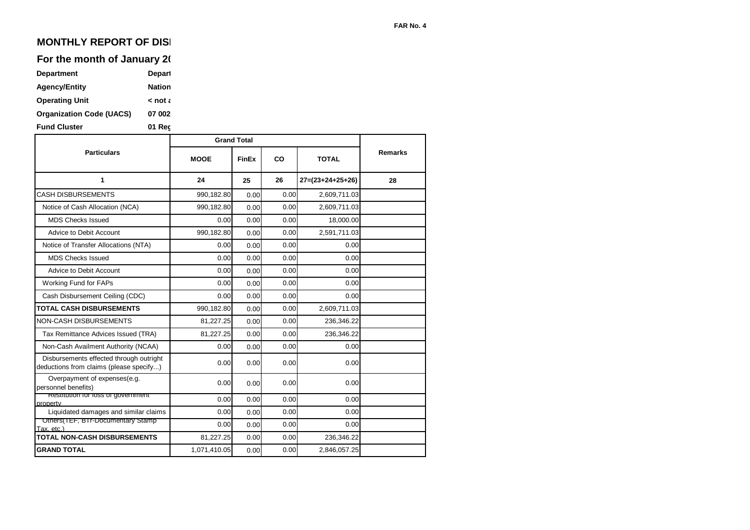FAR No. 4

# MONTHLY REPORT OF DISI

## For the month of January 2(

| | |
|---|---|
| **Department** | **Depar** |
| **Agency/Entity** | **Nation** |
| **Operating Unit** | **< not a** |
| **Organization Code (UACS)** | **07 002** |
| **Fund Cluster** | **01 Reg** |

| Particulars | Grand Total | | | | Remarks |
|---|---|---|---|---|---|
| | MOOE | FinEx | CO | TOTAL | |
| 1 | 24 | 25 | 26 | 27=(23+24+25+26) | 28 |
| CASH DISBURSEMENTS | 990,182.80 | 0.00 | 0.00 | 2,609,711.03 | |
| Notice of Cash Allocation (NCA) | 990,182.80 | 0.00 | 0.00 | 2,609,711.03 | |
| MDS Checks Issued | 0.00 | 0.00 | 0.00 | 18,000.00 | |
| Advice to Debit Account | 990,182.80 | 0.00 | 0.00 | 2,591,711.03 | |
| Notice of Transfer Allocations (NTA) | 0.00 | 0.00 | 0.00 | 0.00 | |
| MDS Checks Issued | 0.00 | 0.00 | 0.00 | 0.00 | |
| Advice to Debit Account | 0.00 | 0.00 | 0.00 | 0.00 | |
| Working Fund for FAPs | 0.00 | 0.00 | 0.00 | 0.00 | |
| Cash Disbursement Ceiling (CDC) | 0.00 | 0.00 | 0.00 | 0.00 | |
| **TOTAL CASH DISBURSEMENTS** | 990,182.80 | 0.00 | 0.00 | 2,609,711.03 | |
| NON-CASH DISBURSEMENTS | 81,227.25 | 0.00 | 0.00 | 236,346.22 | |
| Tax Remittance Advices Issued (TRA) | 81,227.25 | 0.00 | 0.00 | 236,346.22 | |
| Non-Cash Availment Authority (NCAA) | 0.00 | 0.00 | 0.00 | 0.00 | |
| Disbursements effected through outright deductions from claims (please specify...) | 0.00 | 0.00 | 0.00 | 0.00 | |
| Overpayment of expenses(e.g. personnel benefits) | 0.00 | 0.00 | 0.00 | 0.00 | |
| Restitution for loss of government property | 0.00 | 0.00 | 0.00 | 0.00 | |
| Liquidated damages and similar claims | 0.00 | 0.00 | 0.00 | 0.00 | |
| Others(TEF, BTr-Documentary Stamp Tax, etc.) | 0.00 | 0.00 | 0.00 | 0.00 | |
| **TOTAL NON-CASH DISBURSEMENTS** | 81,227.25 | 0.00 | 0.00 | 236,346.22 | |
| **GRAND TOTAL** | 1,071,410.05 | 0.00 | 0.00 | 2,846,057.25 | |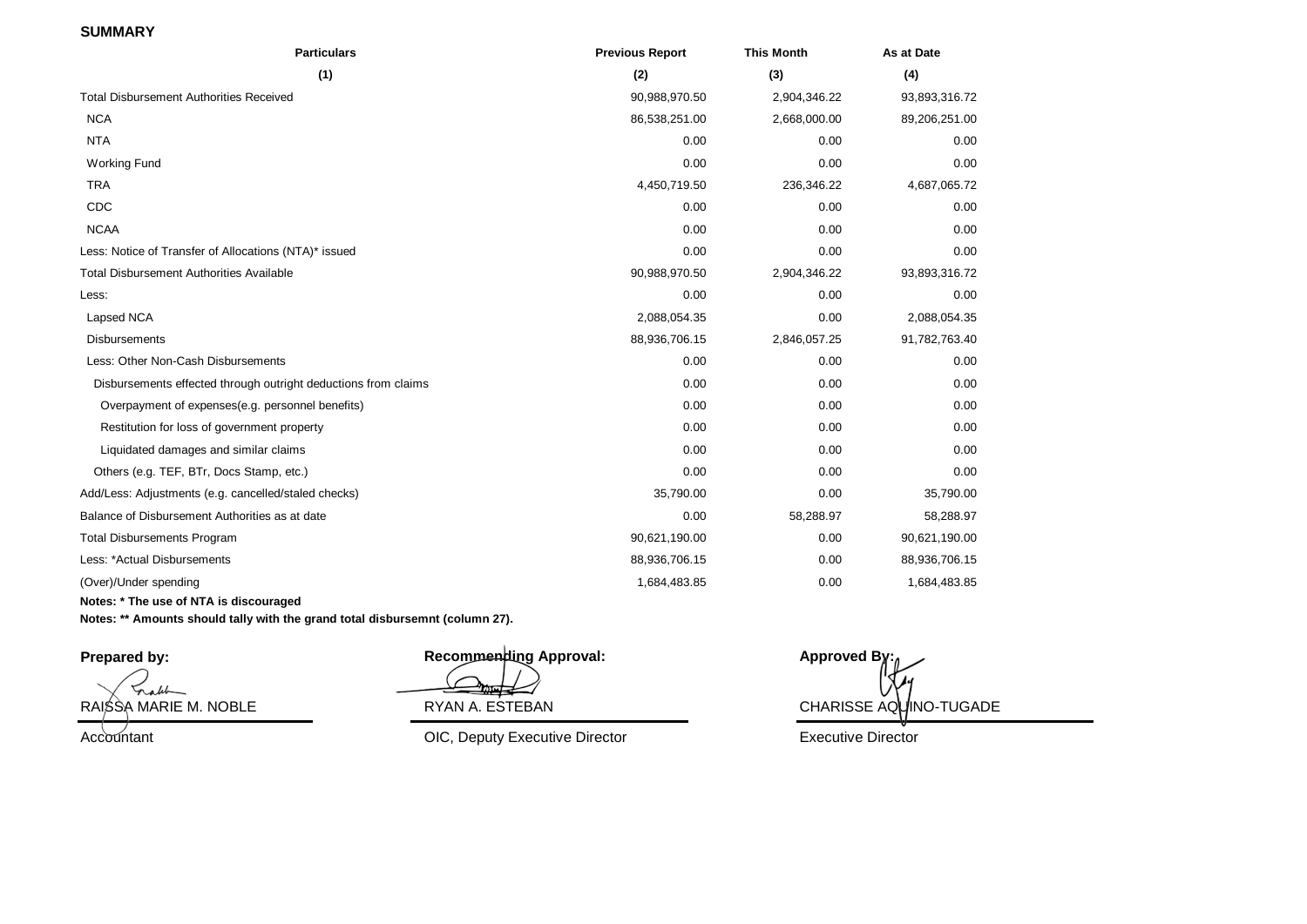**SUMMARY**

| Particulars | Previous Report | This Month | As at Date |
|---|---|---|---|
| (1) | (2) | (3) | (4) |
| Total Disbursement Authorities Received | 90,988,970.50 | 2,904,346.22 | 93,893,316.72 |
| NCA | 86,538,251.00 | 2,668,000.00 | 89,206,251.00 |
| NTA | 0.00 | 0.00 | 0.00 |
| Working Fund | 0.00 | 0.00 | 0.00 |
| TRA | 4,450,719.50 | 236,346.22 | 4,687,065.72 |
| CDC | 0.00 | 0.00 | 0.00 |
| NCAA | 0.00 | 0.00 | 0.00 |
| Less: Notice of Transfer of Allocations (NTA)* issued | 0.00 | 0.00 | 0.00 |
| Total Disbursement Authorities Available | 90,988,970.50 | 2,904,346.22 | 93,893,316.72 |
| Less: | 0.00 | 0.00 | 0.00 |
| Lapsed NCA | 2,088,054.35 | 0.00 | 2,088,054.35 |
| Disbursements | 88,936,706.15 | 2,846,057.25 | 91,782,763.40 |
| Less: Other Non-Cash Disbursements | 0.00 | 0.00 | 0.00 |
| Disbursements effected through outright deductions from claims | 0.00 | 0.00 | 0.00 |
| Overpayment of expenses(e.g. personnel benefits) | 0.00 | 0.00 | 0.00 |
| Restitution for loss of government property | 0.00 | 0.00 | 0.00 |
| Liquidated damages and similar claims | 0.00 | 0.00 | 0.00 |
| Others (e.g. TEF, BTr, Docs Stamp, etc.) | 0.00 | 0.00 | 0.00 |
| Add/Less: Adjustments (e.g. cancelled/staled checks) | 35,790.00 | 0.00 | 35,790.00 |
| Balance of Disbursement Authorities as at date | 0.00 | 58,288.97 | 58,288.97 |
| Total Disbursements Program | 90,621,190.00 | 0.00 | 90,621,190.00 |
| Less: *Actual Disbursements | 88,936,706.15 | 0.00 | 88,936,706.15 |
| (Over)/Under spending | 1,684,483.85 | 0.00 | 1,684,483.85 |

**Notes: * The use of NTA is discouraged**

**Notes: ** Amounts should tally with the grand total disbursemnt (column 27).**

| Prepared by: | Recommending Approval: | Approved By: |
|---|---|---|
| RAISSA MARIE M. NOBLE | RYAN A. ESTEBAN | CHARISSE AQUINO-TUGADE |
| Accountant | OIC, Deputy Executive Director | Executive Director |